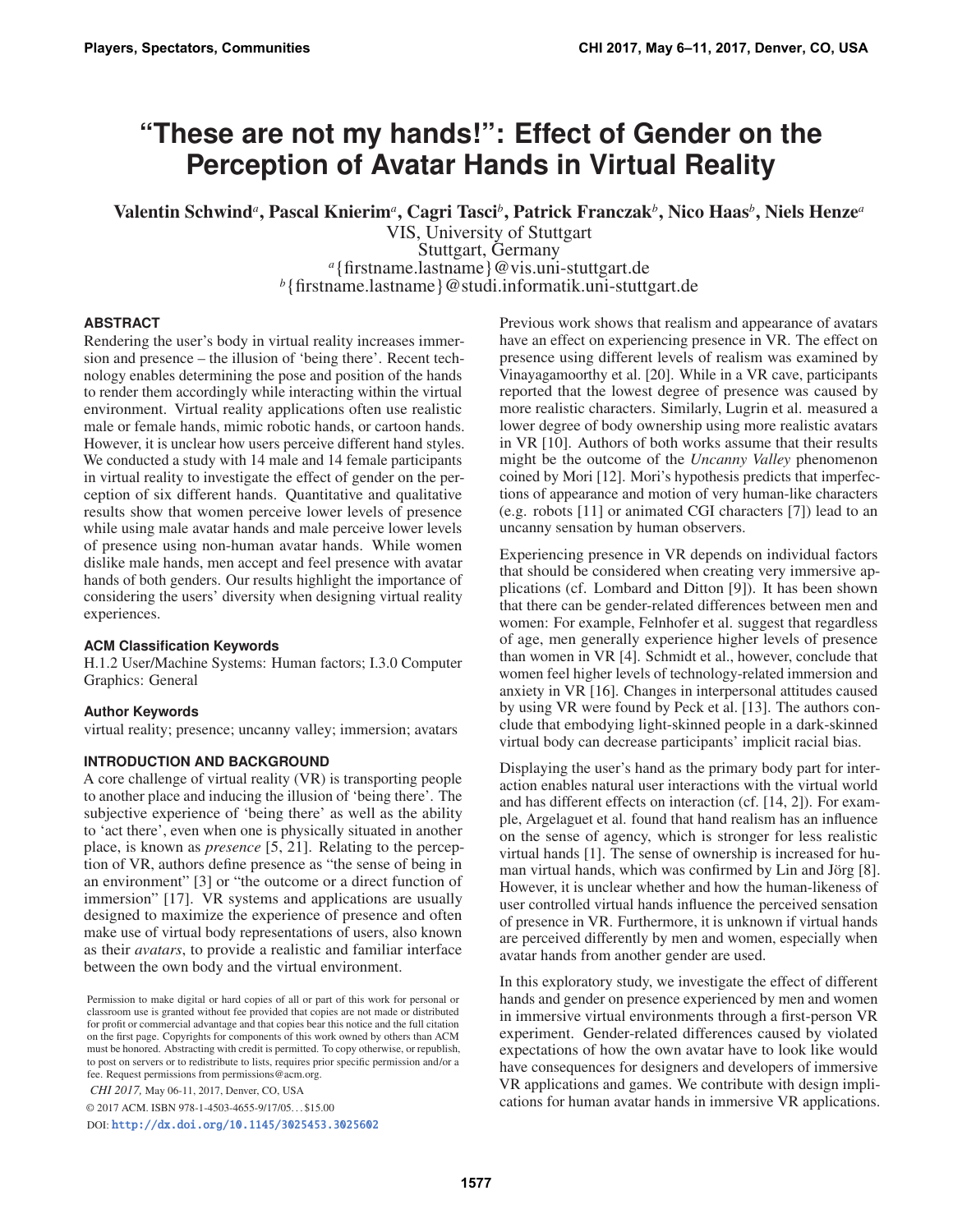# "These are not my hands!": Effect of Gender on the Perception of Avatar Hands in Virtual Reality

**Valentin Schwind[a], Pascal Knierim[a], Cagri Tasci[b], Patrick Franczak[b], Nico Haas[b], Niels Henze[a]**

VIS, University of Stuttgart
Stuttgart, Germany
[a]{firstname.lastname}@vis.uni-stuttgart.de
[b]{firstname.lastname}@studi.informatik.uni-stuttgart.de

## ABSTRACT

Rendering the user's body in virtual reality increases immersion and presence – the illusion of 'being there'. Recent technology enables determining the pose and position of the hands to render them accordingly while interacting within the virtual environment. Virtual reality applications often use realistic male or female hands, mimic robotic hands, or cartoon hands. However, it is unclear how users perceive different hand styles. We conducted a study with 14 male and 14 female participants in virtual reality to investigate the effect of gender on the perception of six different hands. Quantitative and qualitative results show that women perceive lower levels of presence while using male avatar hands and male perceive lower levels of presence using non-human avatar hands. While women dislike male hands, men accept and feel presence with avatar hands of both genders. Our results highlight the importance of considering the users' diversity when designing virtual reality experiences.

### ACM Classification Keywords

H.1.2 User/Machine Systems: Human factors; I.3.0 Computer Graphics: General

### Author Keywords

virtual reality; presence; uncanny valley; immersion; avatars

## INTRODUCTION AND BACKGROUND

A core challenge of virtual reality (VR) is transporting people to another place and inducing the illusion of 'being there'. The subjective experience of 'being there' as well as the ability to 'act there', even when one is physically situated in another place, is known as *presence* [5, 21]. Relating to the perception of VR, authors define presence as "the sense of being in an environment" [3] or "the outcome or a direct function of immersion" [17]. VR systems and applications are usually designed to maximize the experience of presence and often make use of virtual body representations of users, also known as their *avatars*, to provide a realistic and familiar interface between the own body and the virtual environment.

Permission to make digital or hard copies of all or part of this work for personal or classroom use is granted without fee provided that copies are not made or distributed for profit or commercial advantage and that copies bear this notice and the full citation on the first page. Copyrights for components of this work owned by others than ACM must be honored. Abstracting with credit is permitted. To copy otherwise, or republish, to post on servers or to redistribute to lists, requires prior specific permission and/or a fee. Request permissions from permissions@acm.org.

*CHI 2017,* May 06-11, 2017, Denver, CO, USA

© 2017 ACM. ISBN 978-1-4503-4655-9/17/05…$15.00

DOI: http://dx.doi.org/10.1145/3025453.3025602

Previous work shows that realism and appearance of avatars have an effect on experiencing presence in VR. The effect on presence using different levels of realism was examined by Vinayagamoorthy et al. [20]. While in a VR cave, participants reported that the lowest degree of presence was caused by more realistic characters. Similarly, Lugrin et al. measured a lower degree of body ownership using more realistic avatars in VR [10]. Authors of both works assume that their results might be the outcome of the *Uncanny Valley* phenomenon coined by Mori [12]. Mori's hypothesis predicts that imperfections of appearance and motion of very human-like characters (e.g. robots [11] or animated CGI characters [7]) lead to an uncanny sensation by human observers.

Experiencing presence in VR depends on individual factors that should be considered when creating very immersive applications (cf. Lombard and Ditton [9]). It has been shown that there can be gender-related differences between men and women: For example, Felnhofer et al. suggest that regardless of age, men generally experience higher levels of presence than women in VR [4]. Schmidt et al., however, conclude that women feel higher levels of technology-related immersion and anxiety in VR [16]. Changes in interpersonal attitudes caused by using VR were found by Peck et al. [13]. The authors conclude that embodying light-skinned people in a dark-skinned virtual body can decrease participants' implicit racial bias.

Displaying the user's hand as the primary body part for interaction enables natural user interactions with the virtual world and has different effects on interaction (cf. [14, 2]). For example, Argelaguet et al. found that hand realism has an influence on the sense of agency, which is stronger for less realistic virtual hands [1]. The sense of ownership is increased for human virtual hands, which was confirmed by Lin and Jörg [8]. However, it is unclear whether and how the human-likeness of user controlled virtual hands influence the perceived sensation of presence in VR. Furthermore, it is unknown if virtual hands are perceived differently by men and women, especially when avatar hands from another gender are used.

In this exploratory study, we investigate the effect of different hands and gender on presence experienced by men and women in immersive virtual environments through a first-person VR experiment. Gender-related differences caused by violated expectations of how the own avatar have to look like would have consequences for designers and developers of immersive VR applications and games. We contribute with design implications for human avatar hands in immersive VR applications.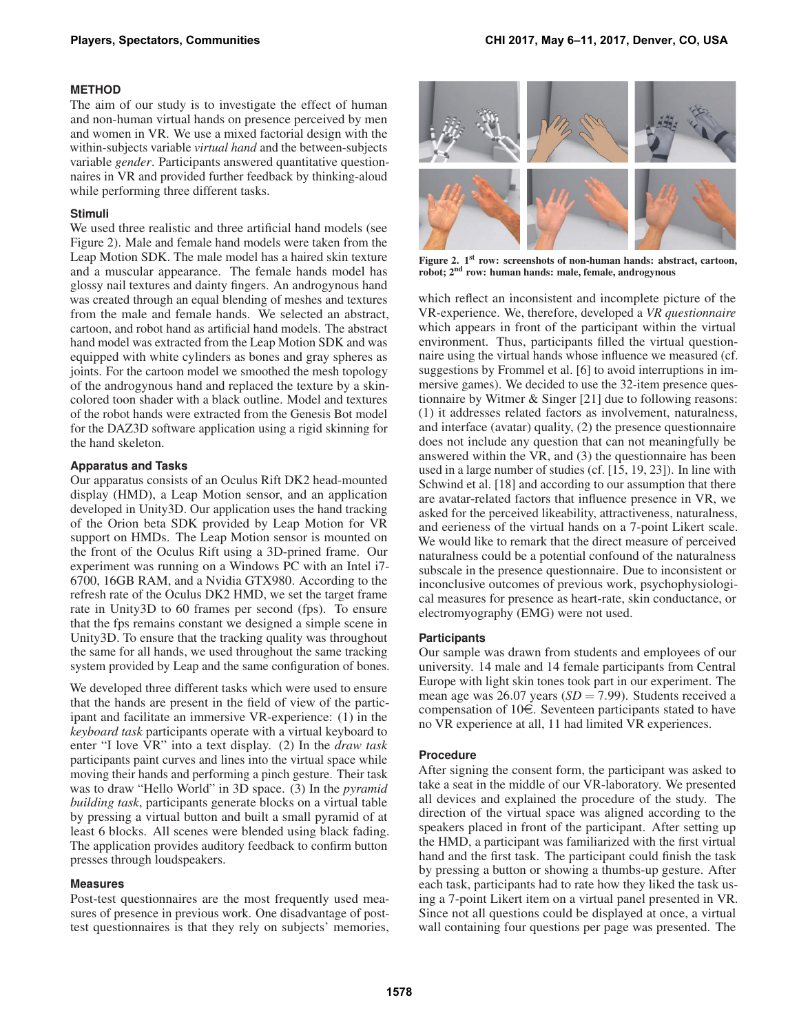## METHOD

The aim of our study is to investigate the effect of human and non-human virtual hands on presence perceived by men and women in VR. We use a mixed factorial design with the within-subjects variable *virtual hand* and the between-subjects variable *gender*. Participants answered quantitative questionnaires in VR and provided further feedback by thinking-aloud while performing three different tasks.

### Stimuli

We used three realistic and three artificial hand models (see Figure 2). Male and female hand models were taken from the Leap Motion SDK. The male model has a haired skin texture and a muscular appearance. The female hands model has glossy nail textures and dainty fingers. An androgynous hand was created through an equal blending of meshes and textures from the male and female hands. We selected an abstract, cartoon, and robot hand as artificial hand models. The abstract hand model was extracted from the Leap Motion SDK and was equipped with white cylinders as bones and gray spheres as joints. For the cartoon model we smoothed the mesh topology of the androgynous hand and replaced the texture by a skin-colored toon shader with a black outline. Model and textures of the robot hands were extracted from the Genesis Bot model for the DAZ3D software application using a rigid skinning for the hand skeleton.

### Apparatus and Tasks

Our apparatus consists of an Oculus Rift DK2 head-mounted display (HMD), a Leap Motion sensor, and an application developed in Unity3D. Our application uses the hand tracking of the Orion beta SDK provided by Leap Motion for VR support on HMDs. The Leap Motion sensor is mounted on the front of the Oculus Rift using a 3D-prined frame. Our experiment was running on a Windows PC with an Intel i7-6700, 16GB RAM, and a Nvidia GTX980. According to the refresh rate of the Oculus DK2 HMD, we set the target frame rate in Unity3D to 60 frames per second (fps). To ensure that the fps remains constant we designed a simple scene in Unity3D. To ensure that the tracking quality was throughout the same for all hands, we used throughout the same tracking system provided by Leap and the same configuration of bones.

We developed three different tasks which were used to ensure that the hands are present in the field of view of the participant and facilitate an immersive VR-experience: (1) in the *keyboard task* participants operate with a virtual keyboard to enter "I love VR" into a text display. (2) In the *draw task* participants paint curves and lines into the virtual space while moving their hands and performing a pinch gesture. Their task was to draw "Hello World" in 3D space. (3) In the *pyramid building task*, participants generate blocks on a virtual table by pressing a virtual button and built a small pyramid of at least 6 blocks. All scenes were blended using black fading. The application provides auditory feedback to confirm button presses through loudspeakers.

### Measures

Post-test questionnaires are the most frequently used measures of presence in previous work. One disadvantage of post-test questionnaires is that they rely on subjects' memories, which reflect an inconsistent and incomplete picture of the VR-experience. We, therefore, developed a *VR questionnaire* which appears in front of the participant within the virtual environment. Thus, participants filled the virtual questionnaire using the virtual hands whose influence we measured (cf. suggestions by Frommel et al. [6] to avoid interruptions in immersive games). We decided to use the 32-item presence questionnaire by Witmer & Singer [21] due to following reasons: (1) it addresses related factors as involvement, naturalness, and interface (avatar) quality, (2) the presence questionnaire does not include any question that can not meaningfully be answered within the VR, and (3) the questionnaire has been used in a large number of studies (cf. [15, 19, 23]). In line with Schwind et al. [18] and according to our assumption that there are avatar-related factors that influence presence in VR, we asked for the perceived likeability, attractiveness, naturalness, and eerieness of the virtual hands on a 7-point Likert scale. We would like to remark that the direct measure of perceived naturalness could be a potential confound of the naturalness subscale in the presence questionnaire. Due to inconsistent or inconclusive outcomes of previous work, psychophysiological measures for presence as heart-rate, skin conductance, or electromyography (EMG) were not used.

Figure 2. 1st row: screenshots of non-human hands: abstract, cartoon, robot; 2nd row: human hands: male, female, androgynous

### Participants

Our sample was drawn from students and employees of our university. 14 male and 14 female participants from Central Europe with light skin tones took part in our experiment. The mean age was 26.07 years ($SD = 7.99$). Students received a compensation of 10€. Seventeen participants stated to have no VR experience at all, 11 had limited VR experiences.

### Procedure

After signing the consent form, the participant was asked to take a seat in the middle of our VR-laboratory. We presented all devices and explained the procedure of the study. The direction of the virtual space was aligned according to the speakers placed in front of the participant. After setting up the HMD, a participant was familiarized with the first virtual hand and the first task. The participant could finish the task by pressing a button or showing a thumbs-up gesture. After each task, participants had to rate how they liked the task using a 7-point Likert item on a virtual panel presented in VR. Since not all questions could be displayed at once, a virtual wall containing four questions per page was presented. The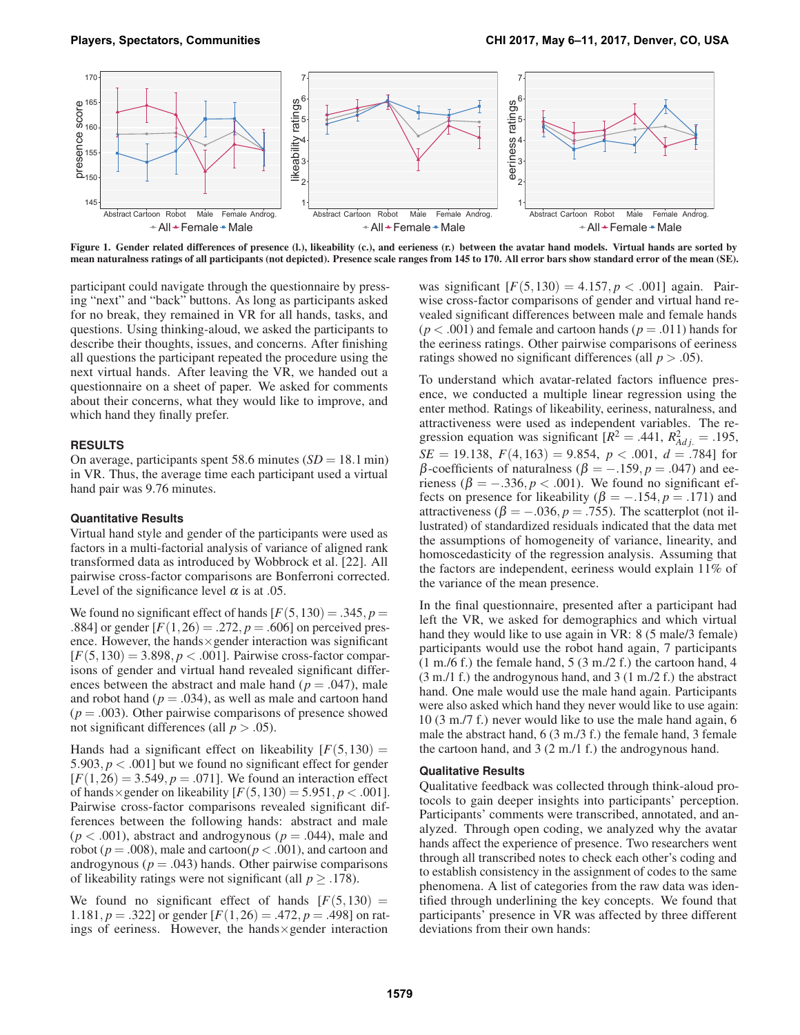Figure 1. Gender related differences of presence (l.), likeability (c.), and eerieness (r.) between the avatar hand models. Virtual hands are sorted by mean naturalness ratings of all participants (not depicted). Presence scale ranges from 145 to 170. All error bars show standard error of the mean (SE).

participant could navigate through the questionnaire by pressing "next" and "back" buttons. As long as participants asked for no break, they remained in VR for all hands, tasks, and questions. Using thinking-aloud, we asked the participants to describe their thoughts, issues, and concerns. After finishing all questions the participant repeated the procedure using the next virtual hands. After leaving the VR, we handed out a questionnaire on a sheet of paper. We asked for comments about their concerns, what they would like to improve, and which hand they finally prefer.

## RESULTS

On average, participants spent 58.6 minutes ($SD = 18.1$ min) in VR. Thus, the average time each participant used a virtual hand pair was 9.76 minutes.

### Quantitative Results

Virtual hand style and gender of the participants were used as factors in a multi-factorial analysis of variance of aligned rank transformed data as introduced by Wobbrock et al. [22]. All pairwise cross-factor comparisons are Bonferroni corrected. Level of the significance level $\alpha$ is at .05.

We found no significant effect of hands [$F(5,130) = .345, p = .884$] or gender [$F(1,26) = .272, p = .606$] on perceived presence. However, the hands×gender interaction was significant [$F(5,130) = 3.898, p < .001$]. Pairwise cross-factor comparisons of gender and virtual hand revealed significant differences between the abstract and male hand ($p = .047$), male and robot hand ($p = .034$), as well as male and cartoon hand ($p = .003$). Other pairwise comparisons of presence showed not significant differences (all $p > .05$).

Hands had a significant effect on likeability [$F(5,130) = 5.903, p < .001$] but we found no significant effect for gender [$F(1,26) = 3.549, p = .071$]. We found an interaction effect of hands×gender on likeability [$F(5,130) = 5.951, p < .001$]. Pairwise cross-factor comparisons revealed significant differences between the following hands: abstract and male ($p < .001$), abstract and androgynous ($p = .044$), male and robot ($p = .008$), male and cartoon($p < .001$), and cartoon and androgynous ($p = .043$) hands. Other pairwise comparisons of likeability ratings were not significant (all $p \geq .178$).

We found no significant effect of hands [$F(5,130) = 1.181, p = .322$] or gender [$F(1,26) = .472, p = .498$] on ratings of eeriness. However, the hands×gender interaction was significant [$F(5,130) = 4.157, p < .001$] again. Pairwise cross-factor comparisons of gender and virtual hand revealed significant differences between male and female hands ($p < .001$) and female and cartoon hands ($p = .011$) hands for the eeriness ratings. Other pairwise comparisons of eeriness ratings showed no significant differences (all $p > .05$).

To understand which avatar-related factors influence presence, we conducted a multiple linear regression using the enter method. Ratings of likeability, eeriness, naturalness, and attractiveness were used as independent variables. The regression equation was significant [$R^2 = .441$, $R^2_{Adj.} = .195$, $SE = 19.138$, $F(4,163) = 9.854$, $p < .001$, $d = .784$] for $\beta$-coefficients of naturalness ($\beta = -.159, p = .047$) and eerieness ($\beta = -.336, p < .001$). We found no significant effects on presence for likeability ($\beta = -.154, p = .171$) and attractiveness ($\beta = -.036, p = .755$). The scatterplot (not illustrated) of standardized residuals indicated that the data met the assumptions of homogeneity of variance, linearity, and homoscedasticity of the regression analysis. Assuming that the factors are independent, eeriness would explain 11% of the variance of the mean presence.

In the final questionnaire, presented after a participant had left the VR, we asked for demographics and which virtual hand they would like to use again in VR: 8 (5 male/3 female) participants would use the robot hand again, 7 participants (1 m./6 f.) the female hand, 5 (3 m./2 f.) the cartoon hand, 4 (3 m./1 f.) the androgynous hand, and 3 (1 m./2 f.) the abstract hand. One male would use the male hand again. Participants were also asked which hand they never would like to use again: 10 (3 m./7 f.) never would like to use the male hand again, 6 male the abstract hand, 6 (3 m./3 f.) the female hand, 3 female the cartoon hand, and 3 (2 m./1 f.) the androgynous hand.

### Qualitative Results

Qualitative feedback was collected through think-aloud protocols to gain deeper insights into participants' perception. Participants' comments were transcribed, annotated, and analyzed. Through open coding, we analyzed why the avatar hands affect the experience of presence. Two researchers went through all transcribed notes to check each other's coding and to establish consistency in the assignment of codes to the same phenomena. A list of categories from the raw data was identified through underlining the key concepts. We found that participants' presence in VR was affected by three different deviations from their own hands: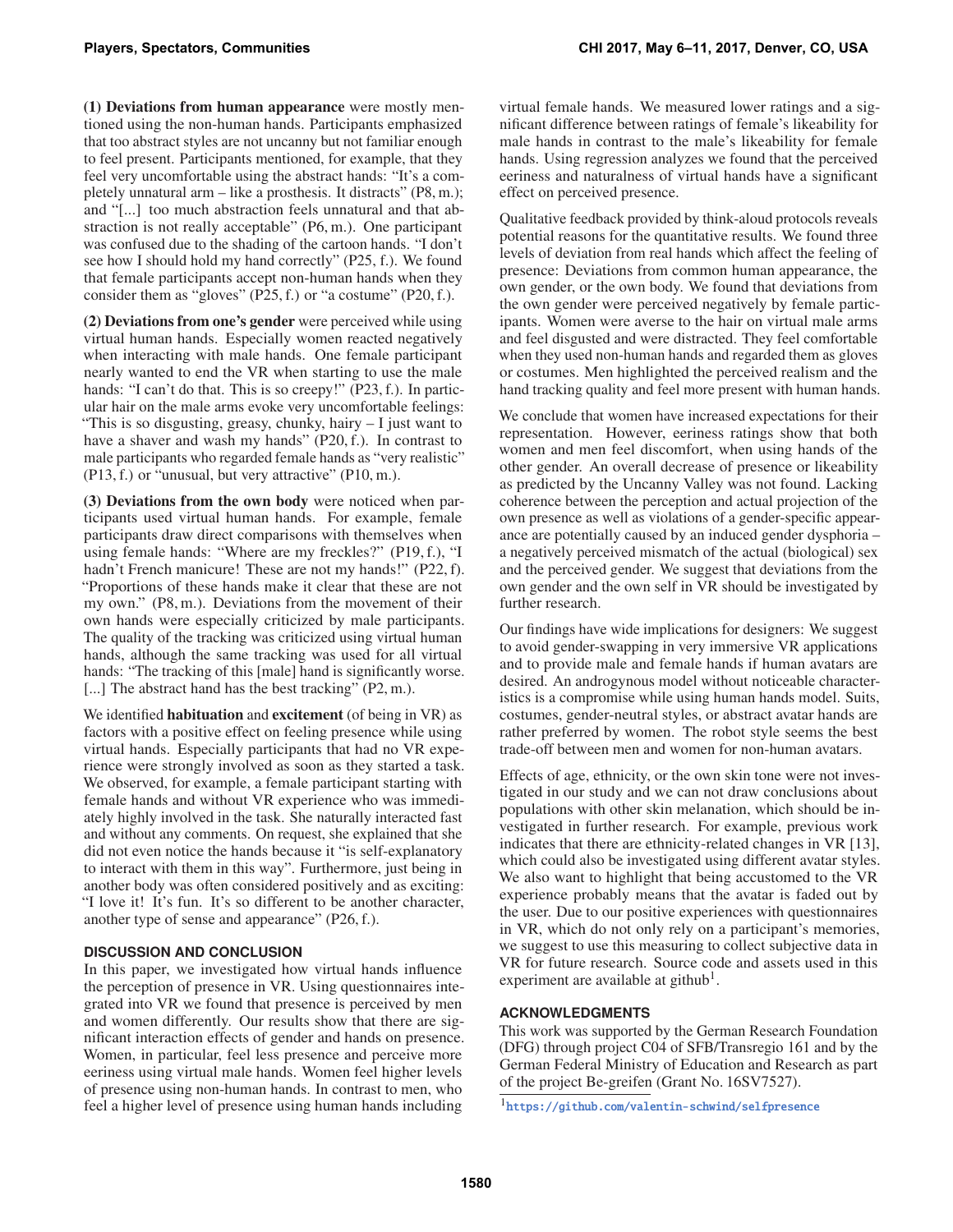**(1) Deviations from human appearance** were mostly mentioned using the non-human hands. Participants emphasized that too abstract styles are not uncanny but not familiar enough to feel present. Participants mentioned, for example, that they feel very uncomfortable using the abstract hands: "It's a completely unnatural arm – like a prosthesis. It distracts" (P8, m.); and "[...] too much abstraction feels unnatural and that abstraction is not really acceptable" (P6, m.). One participant was confused due to the shading of the cartoon hands. "I don't see how I should hold my hand correctly" (P25, f.). We found that female participants accept non-human hands when they consider them as "gloves" (P25, f.) or "a costume" (P20, f.).

**(2) Deviations from one's gender** were perceived while using virtual human hands. Especially women reacted negatively when interacting with male hands. One female participant nearly wanted to end the VR when starting to use the male hands: "I can't do that. This is so creepy!" (P23, f.). In particular hair on the male arms evoke very uncomfortable feelings: "This is so disgusting, greasy, chunky, hairy – I just want to have a shaver and wash my hands" (P20, f.). In contrast to male participants who regarded female hands as "very realistic" (P13, f.) or "unusual, but very attractive" (P10, m.).

**(3) Deviations from the own body** were noticed when participants used virtual human hands. For example, female participants draw direct comparisons with themselves when using female hands: "Where are my freckles?" (P19, f.), "I hadn't French manicure! These are not my hands!" (P22, f). "Proportions of these hands make it clear that these are not my own." (P8, m.). Deviations from the movement of their own hands were especially criticized by male participants. The quality of the tracking was criticized using virtual human hands, although the same tracking was used for all virtual hands: "The tracking of this [male] hand is significantly worse. [...] The abstract hand has the best tracking" (P2, m.).

We identified **habituation** and **excitement** (of being in VR) as factors with a positive effect on feeling presence while using virtual hands. Especially participants that had no VR experience were strongly involved as soon as they started a task. We observed, for example, a female participant starting with female hands and without VR experience who was immediately highly involved in the task. She naturally interacted fast and without any comments. On request, she explained that she did not even notice the hands because it "is self-explanatory to interact with them in this way". Furthermore, just being in another body was often considered positively and as exciting: "I love it! It's fun. It's so different to be another character, another type of sense and appearance" (P26, f.).

## DISCUSSION AND CONCLUSION

In this paper, we investigated how virtual hands influence the perception of presence in VR. Using questionnaires integrated into VR we found that presence is perceived by men and women differently. Our results show that there are significant interaction effects of gender and hands on presence. Women, in particular, feel less presence and perceive more eeriness using virtual male hands. Women feel higher levels of presence using non-human hands. In contrast to men, who feel a higher level of presence using human hands including virtual female hands. We measured lower ratings and a significant difference between ratings of female's likeability for male hands in contrast to the male's likeability for female hands. Using regression analyzes we found that the perceived eeriness and naturalness of virtual hands have a significant effect on perceived presence.

Qualitative feedback provided by think-aloud protocols reveals potential reasons for the quantitative results. We found three levels of deviation from real hands which affect the feeling of presence: Deviations from common human appearance, the own gender, or the own body. We found that deviations from the own gender were perceived negatively by female participants. Women were averse to the hair on virtual male arms and feel disgusted and were distracted. They feel comfortable when they used non-human hands and regarded them as gloves or costumes. Men highlighted the perceived realism and the hand tracking quality and feel more present with human hands.

We conclude that women have increased expectations for their representation. However, eeriness ratings show that both women and men feel discomfort, when using hands of the other gender. An overall decrease of presence or likeability as predicted by the Uncanny Valley was not found. Lacking coherence between the perception and actual projection of the own presence as well as violations of a gender-specific appearance are potentially caused by an induced gender dysphoria – a negatively perceived mismatch of the actual (biological) sex and the perceived gender. We suggest that deviations from the own gender and the own self in VR should be investigated by further research.

Our findings have wide implications for designers: We suggest to avoid gender-swapping in very immersive VR applications and to provide male and female hands if human avatars are desired. An androgynous model without noticeable characteristics is a compromise while using human hands model. Suits, costumes, gender-neutral styles, or abstract avatar hands are rather preferred by women. The robot style seems the best trade-off between men and women for non-human avatars.

Effects of age, ethnicity, or the own skin tone were not investigated in our study and we can not draw conclusions about populations with other skin melanation, which should be investigated in further research. For example, previous work indicates that there are ethnicity-related changes in VR [13], which could also be investigated using different avatar styles. We also want to highlight that being accustomed to the VR experience probably means that the avatar is faded out by the user. Due to our positive experiences with questionnaires in VR, which do not only rely on a participant's memories, we suggest to use this measuring to collect subjective data in VR for future research. Source code and assets used in this experiment are available at github[1].

## ACKNOWLEDGMENTS

This work was supported by the German Research Foundation (DFG) through project C04 of SFB/Transregio 161 and by the German Federal Ministry of Education and Research as part of the project Be-greifen (Grant No. 16SV7527).

[1] https://github.com/valentin-schwind/selfpresence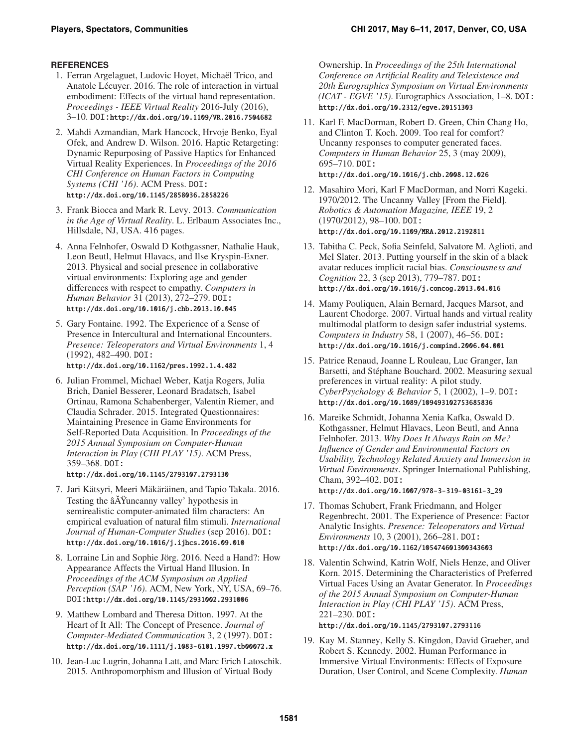## REFERENCES

1. Ferran Argelaguet, Ludovic Hoyet, Michaël Trico, and Anatole Lécuyer. 2016. The role of interaction in virtual embodiment: Effects of the virtual hand representation. *Proceedings - IEEE Virtual Reality* 2016-July (2016), 3–10. DOI:http://dx.doi.org/10.1109/VR.2016.7504682

2. Mahdi Azmandian, Mark Hancock, Hrvoje Benko, Eyal Ofek, and Andrew D. Wilson. 2016. Haptic Retargeting: Dynamic Repurposing of Passive Haptics for Enhanced Virtual Reality Experiences. In *Proceedings of the 2016 CHI Conference on Human Factors in Computing Systems (CHI '16)*. ACM Press. DOI: http://dx.doi.org/10.1145/2858036.2858226

3. Frank Biocca and Mark R. Levy. 2013. *Communication in the Age of Virtual Reality*. L. Erlbaum Associates Inc., Hillsdale, NJ, USA. 416 pages.

4. Anna Felnhofer, Oswald D Kothgassner, Nathalie Hauk, Leon Beutl, Helmut Hlavacs, and Ilse Kryspin-Exner. 2013. Physical and social presence in collaborative virtual environments: Exploring age and gender differences with respect to empathy. *Computers in Human Behavior* 31 (2013), 272–279. DOI: http://dx.doi.org/10.1016/j.chb.2013.10.045

5. Gary Fontaine. 1992. The Experience of a Sense of Presence in Intercultural and International Encounters. *Presence: Teleoperators and Virtual Environments* 1, 4 (1992), 482–490. DOI: http://dx.doi.org/10.1162/pres.1992.1.4.482

6. Julian Frommel, Michael Weber, Katja Rogers, Julia Brich, Daniel Besserer, Leonard Bradatsch, Isabel Ortinau, Ramona Schabenberger, Valentin Riemer, and Claudia Schrader. 2015. Integrated Questionnaires: Maintaining Presence in Game Environments for Self-Reported Data Acquisition. In *Proceedings of the 2015 Annual Symposium on Computer-Human Interaction in Play (CHI PLAY '15)*. ACM Press, 359–368. DOI: http://dx.doi.org/10.1145/2793107.2793130

7. Jari Kätsyri, Meeri Mäkäräinen, and Tapio Takala. 2016. Testing the âĂŸuncanny valley' hypothesis in semirealistic computer-animated film characters: An empirical evaluation of natural film stimuli. *International Journal of Human-Computer Studies* (sep 2016). DOI: http://dx.doi.org/10.1016/j.ijhcs.2016.09.010

8. Lorraine Lin and Sophie Jörg. 2016. Need a Hand?: How Appearance Affects the Virtual Hand Illusion. In *Proceedings of the ACM Symposium on Applied Perception (SAP '16)*. ACM, New York, NY, USA, 69–76. DOI:http://dx.doi.org/10.1145/2931002.2931006

9. Matthew Lombard and Theresa Ditton. 1997. At the Heart of It All: The Concept of Presence. *Journal of Computer-Mediated Communication* 3, 2 (1997). DOI: http://dx.doi.org/10.1111/j.1083-6101.1997.tb00072.x

10. Jean-Luc Lugrin, Johanna Latt, and Marc Erich Latoschik. 2015. Anthropomorphism and Illusion of Virtual Body Ownership. In *Proceedings of the 25th International Conference on Artificial Reality and Telexistence and 20th Eurographics Symposium on Virtual Environments (ICAT - EGVE '15)*. Eurographics Association, 1–8. DOI: http://dx.doi.org/10.2312/egve.20151303

11. Karl F. MacDorman, Robert D. Green, Chin Chang Ho, and Clinton T. Koch. 2009. Too real for comfort? Uncanny responses to computer generated faces. *Computers in Human Behavior* 25, 3 (may 2009), 695–710. DOI: http://dx.doi.org/10.1016/j.chb.2008.12.026

12. Masahiro Mori, Karl F MacDorman, and Norri Kageki. 1970/2012. The Uncanny Valley [From the Field]. *Robotics & Automation Magazine, IEEE* 19, 2 (1970/2012), 98–100. DOI: http://dx.doi.org/10.1109/MRA.2012.2192811

13. Tabitha C. Peck, Sofia Seinfeld, Salvatore M. Aglioti, and Mel Slater. 2013. Putting yourself in the skin of a black avatar reduces implicit racial bias. *Consciousness and Cognition* 22, 3 (sep 2013), 779–787. DOI: http://dx.doi.org/10.1016/j.concog.2013.04.016

14. Mamy Pouliquen, Alain Bernard, Jacques Marsot, and Laurent Chodorge. 2007. Virtual hands and virtual reality multimodal platform to design safer industrial systems. *Computers in Industry* 58, 1 (2007), 46–56. DOI: http://dx.doi.org/10.1016/j.compind.2006.04.001

15. Patrice Renaud, Joanne L Rouleau, Luc Granger, Ian Barsetti, and Stéphane Bouchard. 2002. Measuring sexual preferences in virtual reality: A pilot study. *CyberPsychology & Behavior* 5, 1 (2002), 1–9. DOI: http://dx.doi.org/10.1089/109493102753685836

16. Mareike Schmidt, Johanna Xenia Kafka, Oswald D. Kothgassner, Helmut Hlavacs, Leon Beutl, and Anna Felnhofer. 2013. *Why Does It Always Rain on Me? Influence of Gender and Environmental Factors on Usability, Technology Related Anxiety and Immersion in Virtual Environments*. Springer International Publishing, Cham, 392–402. DOI: http://dx.doi.org/10.1007/978-3-319-03161-3_29

17. Thomas Schubert, Frank Friedmann, and Holger Regenbrecht. 2001. The Experience of Presence: Factor Analytic Insights. *Presence: Teleoperators and Virtual Environments* 10, 3 (2001), 266–281. DOI: http://dx.doi.org/10.1162/105474601300343603

18. Valentin Schwind, Katrin Wolf, Niels Henze, and Oliver Korn. 2015. Determining the Characteristics of Preferred Virtual Faces Using an Avatar Generator. In *Proceedings of the 2015 Annual Symposium on Computer-Human Interaction in Play (CHI PLAY '15)*. ACM Press, 221–230. DOI: http://dx.doi.org/10.1145/2793107.2793116

19. Kay M. Stanney, Kelly S. Kingdon, David Graeber, and Robert S. Kennedy. 2002. Human Performance in Immersive Virtual Environments: Effects of Exposure Duration, User Control, and Scene Complexity. *Human*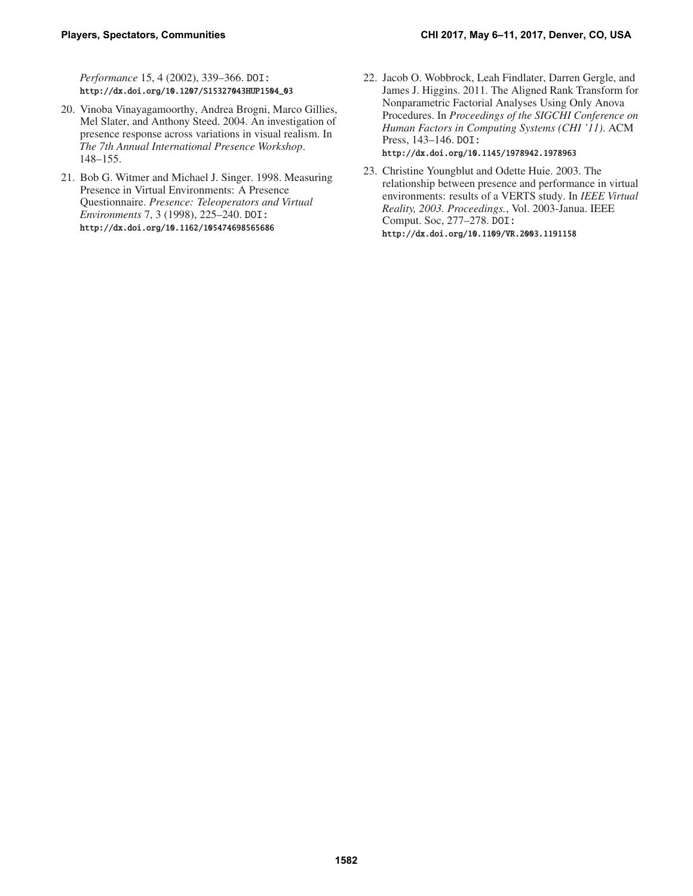*Performance* 15, 4 (2002), 339–366. DOI: http://dx.doi.org/10.1207/S15327043HUP1504_03

20. Vinoba Vinayagamoorthy, Andrea Brogni, Marco Gillies, Mel Slater, and Anthony Steed. 2004. An investigation of presence response across variations in visual realism. In *The 7th Annual International Presence Workshop*. 148–155.

21. Bob G. Witmer and Michael J. Singer. 1998. Measuring Presence in Virtual Environments: A Presence Questionnaire. *Presence: Teleoperators and Virtual Environments* 7, 3 (1998), 225–240. DOI: http://dx.doi.org/10.1162/105474698565686

22. Jacob O. Wobbrock, Leah Findlater, Darren Gergle, and James J. Higgins. 2011. The Aligned Rank Transform for Nonparametric Factorial Analyses Using Only Anova Procedures. In *Proceedings of the SIGCHI Conference on Human Factors in Computing Systems (CHI '11)*. ACM Press, 143–146. DOI: http://dx.doi.org/10.1145/1978942.1978963

23. Christine Youngblut and Odette Huie. 2003. The relationship between presence and performance in virtual environments: results of a VERTS study. In *IEEE Virtual Reality, 2003. Proceedings.*, Vol. 2003-Janua. IEEE Comput. Soc, 277–278. DOI: http://dx.doi.org/10.1109/VR.2003.1191158